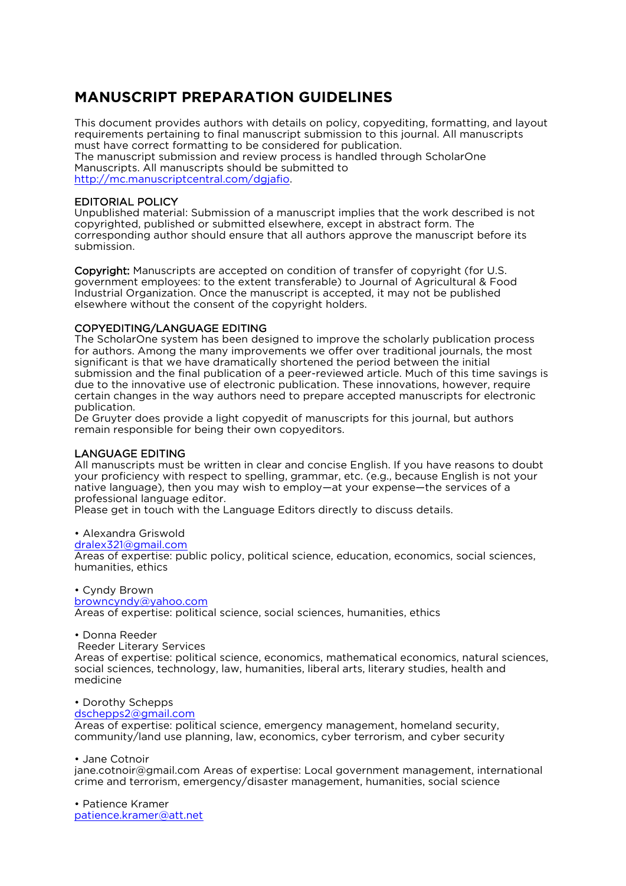# MANUSCRIPT PREPARATION GUIDELINES

This document provides authors with details on policy, copyediting, formatting, and layout requirements pertaining to final manuscript submission to this journal. All manuscripts must have correct formatting to be considered for publication.
The manuscript submission and review process is handled through ScholarOne Manuscripts. All manuscripts should be submitted to [http://mc.manuscriptcentral.com/dgjafio](http://mc.manuscriptcentral.com/dgjafio).

## EDITORIAL POLICY

Unpublished material: Submission of a manuscript implies that the work described is not copyrighted, published or submitted elsewhere, except in abstract form. The corresponding author should ensure that all authors approve the manuscript before its submission.

**Copyright:** Manuscripts are accepted on condition of transfer of copyright (for U.S. government employees: to the extent transferable) to Journal of Agricultural & Food Industrial Organization. Once the manuscript is accepted, it may not be published elsewhere without the consent of the copyright holders.

## COPYEDITING/LANGUAGE EDITING

The ScholarOne system has been designed to improve the scholarly publication process for authors. Among the many improvements we offer over traditional journals, the most significant is that we have dramatically shortened the period between the initial submission and the final publication of a peer-reviewed article. Much of this time savings is due to the innovative use of electronic publication. These innovations, however, require certain changes in the way authors need to prepare accepted manuscripts for electronic publication.
De Gruyter does provide a light copyedit of manuscripts for this journal, but authors remain responsible for being their own copyeditors.

## LANGUAGE EDITING

All manuscripts must be written in clear and concise English. If you have reasons to doubt your proficiency with respect to spelling, grammar, etc. (e.g., because English is not your native language), then you may wish to employ—at your expense—the services of a professional language editor.
Please get in touch with the Language Editors directly to discuss details.

• Alexandra Griswold
[dralex321@gmail.com](mailto:dralex321@gmail.com)
Areas of expertise: public policy, political science, education, economics, social sciences, humanities, ethics

• Cyndy Brown
[browncyndy@yahoo.com](mailto:browncyndy@yahoo.com)
Areas of expertise: political science, social sciences, humanities, ethics

• Donna Reeder
Reeder Literary Services
Areas of expertise: political science, economics, mathematical economics, natural sciences, social sciences, technology, law, humanities, liberal arts, literary studies, health and medicine

• Dorothy Schepps
[dschepps2@gmail.com](mailto:dschepps2@gmail.com)
Areas of expertise: political science, emergency management, homeland security, community/land use planning, law, economics, cyber terrorism, and cyber security

• Jane Cotnoir
jane.cotnoir@gmail.com Areas of expertise: Local government management, international crime and terrorism, emergency/disaster management, humanities, social science

• Patience Kramer
[patience.kramer@att.net](mailto:patience.kramer@att.net)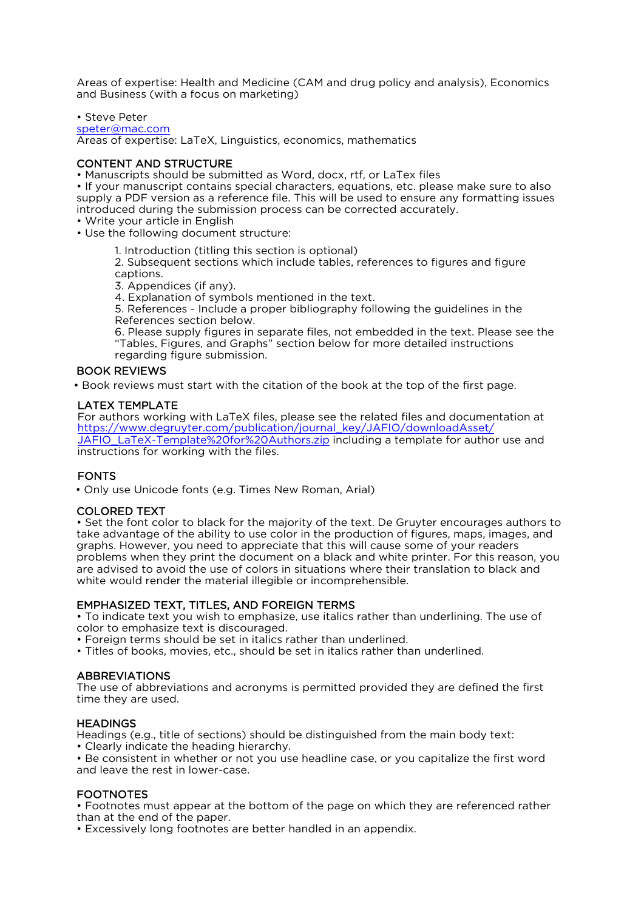Areas of expertise: Health and Medicine (CAM and drug policy and analysis), Economics and Business (with a focus on marketing)

- Steve Peter

[speter@mac.com](mailto:speter@mac.com)
Areas of expertise: LaTeX, Linguistics, economics, mathematics

## CONTENT AND STRUCTURE

- Manuscripts should be submitted as Word, docx, rtf, or LaTex files
- If your manuscript contains special characters, equations, etc. please make sure to also supply a PDF version as a reference file. This will be used to ensure any formatting issues introduced during the submission process can be corrected accurately.
- Write your article in English
- Use the following document structure:

  1. Introduction (titling this section is optional)
  2. Subsequent sections which include tables, references to figures and figure captions.
  3. Appendices (if any).
  4. Explanation of symbols mentioned in the text.
  5. References - Include a proper bibliography following the guidelines in the References section below.
  6. Please supply figures in separate files, not embedded in the text. Please see the "Tables, Figures, and Graphs" section below for more detailed instructions regarding figure submission.

## BOOK REVIEWS

- Book reviews must start with the citation of the book at the top of the first page.

## LATEX TEMPLATE

For authors working with LaTeX files, please see the related files and documentation at [https://www.degruyter.com/publication/journal_key/JAFIO/downloadAsset/JAFIO_LaTeX-Template%20for%20Authors.zip](https://www.degruyter.com/publication/journal_key/JAFIO/downloadAsset/JAFIO_LaTeX-Template%20for%20Authors.zip) including a template for author use and instructions for working with the files.

## FONTS

- Only use Unicode fonts (e.g. Times New Roman, Arial)

## COLORED TEXT

- Set the font color to black for the majority of the text. De Gruyter encourages authors to take advantage of the ability to use color in the production of figures, maps, images, and graphs. However, you need to appreciate that this will cause some of your readers problems when they print the document on a black and white printer. For this reason, you are advised to avoid the use of colors in situations where their translation to black and white would render the material illegible or incomprehensible.

## EMPHASIZED TEXT, TITLES, AND FOREIGN TERMS

- To indicate text you wish to emphasize, use italics rather than underlining. The use of color to emphasize text is discouraged.
- Foreign terms should be set in italics rather than underlined.
- Titles of books, movies, etc., should be set in italics rather than underlined.

## ABBREVIATIONS

The use of abbreviations and acronyms is permitted provided they are defined the first time they are used.

## HEADINGS

Headings (e.g., title of sections) should be distinguished from the main body text:

- Clearly indicate the heading hierarchy.
- Be consistent in whether or not you use headline case, or you capitalize the first word and leave the rest in lower-case.

## FOOTNOTES

- Footnotes must appear at the bottom of the page on which they are referenced rather than at the end of the paper.
- Excessively long footnotes are better handled in an appendix.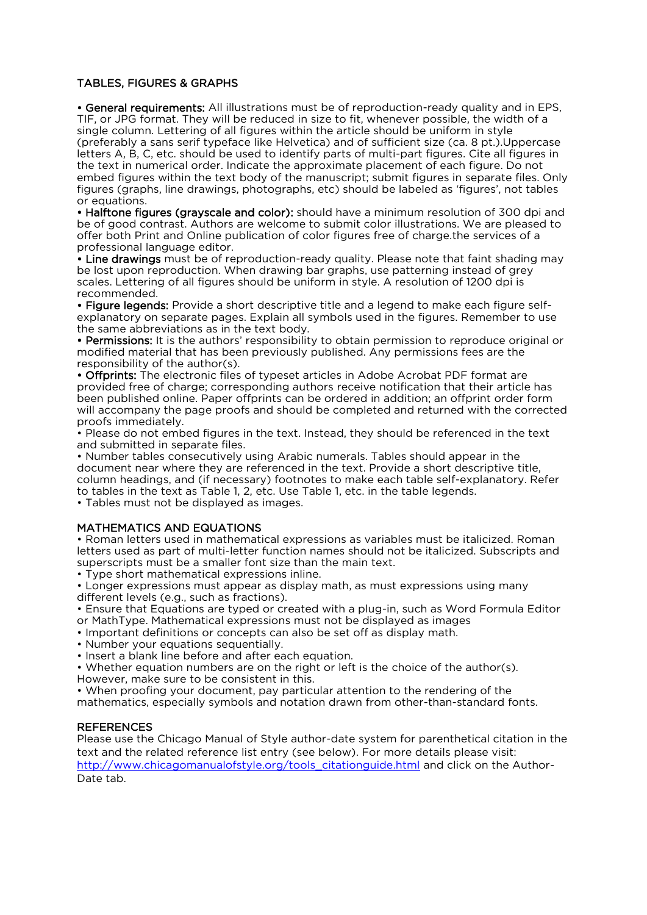## TABLES, FIGURES & GRAPHS

- **General requirements:** All illustrations must be of reproduction-ready quality and in EPS, TIF, or JPG format. They will be reduced in size to fit, whenever possible, the width of a single column. Lettering of all figures within the article should be uniform in style (preferably a sans serif typeface like Helvetica) and of sufficient size (ca. 8 pt.).Uppercase letters A, B, C, etc. should be used to identify parts of multi-part figures. Cite all figures in the text in numerical order. Indicate the approximate placement of each figure. Do not embed figures within the text body of the manuscript; submit figures in separate files. Only figures (graphs, line drawings, photographs, etc) should be labeled as 'figures', not tables or equations.
- **Halftone figures (grayscale and color):** should have a minimum resolution of 300 dpi and be of good contrast. Authors are welcome to submit color illustrations. We are pleased to offer both Print and Online publication of color figures free of charge.the services of a professional language editor.
- **Line drawings** must be of reproduction-ready quality. Please note that faint shading may be lost upon reproduction. When drawing bar graphs, use patterning instead of grey scales. Lettering of all figures should be uniform in style. A resolution of 1200 dpi is recommended.
- **Figure legends:** Provide a short descriptive title and a legend to make each figure self-explanatory on separate pages. Explain all symbols used in the figures. Remember to use the same abbreviations as in the text body.
- **Permissions:** It is the authors' responsibility to obtain permission to reproduce original or modified material that has been previously published. Any permissions fees are the responsibility of the author(s).
- **Offprints:** The electronic files of typeset articles in Adobe Acrobat PDF format are provided free of charge; corresponding authors receive notification that their article has been published online. Paper offprints can be ordered in addition; an offprint order form will accompany the page proofs and should be completed and returned with the corrected proofs immediately.
- Please do not embed figures in the text. Instead, they should be referenced in the text and submitted in separate files.
- Number tables consecutively using Arabic numerals. Tables should appear in the document near where they are referenced in the text. Provide a short descriptive title, column headings, and (if necessary) footnotes to make each table self-explanatory. Refer to tables in the text as Table 1, 2, etc. Use Table 1, etc. in the table legends.
- Tables must not be displayed as images.

## MATHEMATICS AND EQUATIONS

- Roman letters used in mathematical expressions as variables must be italicized. Roman letters used as part of multi-letter function names should not be italicized. Subscripts and superscripts must be a smaller font size than the main text.
- Type short mathematical expressions inline.
- Longer expressions must appear as display math, as must expressions using many different levels (e.g., such as fractions).
- Ensure that Equations are typed or created with a plug-in, such as Word Formula Editor or MathType. Mathematical expressions must not be displayed as images
- Important definitions or concepts can also be set off as display math.
- Number your equations sequentially.
- Insert a blank line before and after each equation.
- Whether equation numbers are on the right or left is the choice of the author(s). However, make sure to be consistent in this.
- When proofing your document, pay particular attention to the rendering of the mathematics, especially symbols and notation drawn from other-than-standard fonts.

## REFERENCES

Please use the Chicago Manual of Style author-date system for parenthetical citation in the text and the related reference list entry (see below). For more details please visit: [http://www.chicagomanualofstyle.org/tools_citationguide.html](http://www.chicagomanualofstyle.org/tools_citationguide.html) and click on the Author-Date tab.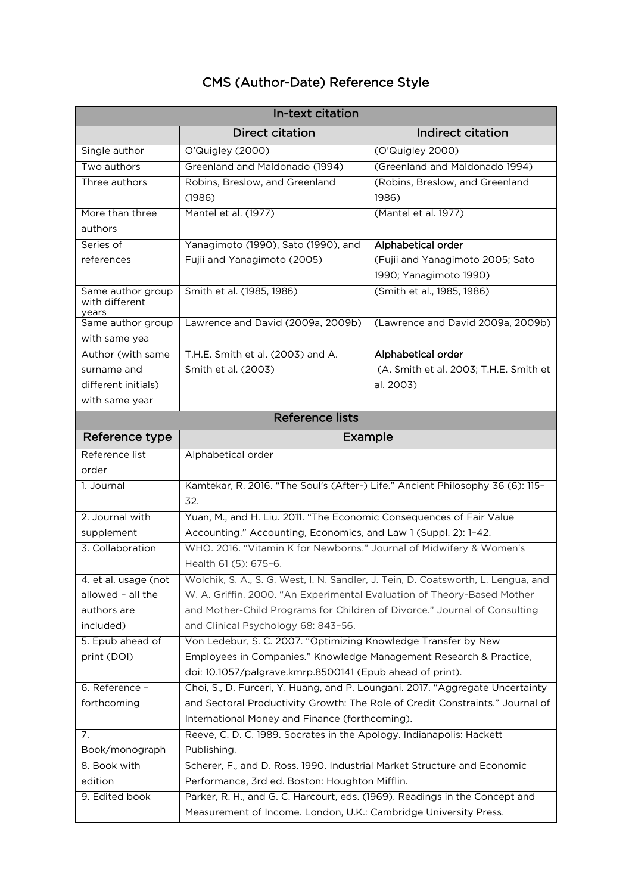# CMS (Author-Date) Reference Style

| In-text citation | | |
|---|---|---|
| | Direct citation | Indirect citation |
| Single author | O'Quigley (2000) | (O'Quigley 2000) |
| Two authors | Greenland and Maldonado (1994) | (Greenland and Maldonado 1994) |
| Three authors | Robins, Breslow, and Greenland (1986) | (Robins, Breslow, and Greenland 1986) |
| More than three authors | Mantel et al. (1977) | (Mantel et al. 1977) |
| Series of references | Yanagimoto (1990), Sato (1990), and Fujii and Yanagimoto (2005) | **Alphabetical order** (Fujii and Yanagimoto 2005; Sato 1990; Yanagimoto 1990) |
| Same author group with different years | Smith et al. (1985, 1986) | (Smith et al., 1985, 1986) |
| Same author group with same yea | Lawrence and David (2009a, 2009b) | (Lawrence and David 2009a, 2009b) |
| Author (with same surname and different initials) with same year | T.H.E. Smith et al. (2003) and A. Smith et al. (2003) | **Alphabetical order** (A. Smith et al. 2003; T.H.E. Smith et al. 2003) |

| Reference lists | |
|---|---|
| Reference type | Example |
| Reference list order | Alphabetical order |
| 1. Journal | Kamtekar, R. 2016. "The Soul's (After-) Life." Ancient Philosophy 36 (6): 115–32. |
| 2. Journal with supplement | Yuan, M., and H. Liu. 2011. "The Economic Consequences of Fair Value Accounting." Accounting, Economics, and Law 1 (Suppl. 2): 1–42. |
| 3. Collaboration | WHO. 2016. "Vitamin K for Newborns." Journal of Midwifery & Women's Health 61 (5): 675–6. |
| 4. et al. usage (not allowed – all the authors are included) | Wolchik, S. A., S. G. West, I. N. Sandler, J. Tein, D. Coatsworth, L. Lengua, and W. A. Griffin. 2000. "An Experimental Evaluation of Theory-Based Mother and Mother-Child Programs for Children of Divorce." Journal of Consulting and Clinical Psychology 68: 843–56. |
| 5. Epub ahead of print (DOI) | Von Ledebur, S. C. 2007. "Optimizing Knowledge Transfer by New Employees in Companies." Knowledge Management Research & Practice, doi: 10.1057/palgrave.kmrp.8500141 (Epub ahead of print). |
| 6. Reference – forthcoming | Choi, S., D. Furceri, Y. Huang, and P. Loungani. 2017. "Aggregate Uncertainty and Sectoral Productivity Growth: The Role of Credit Constraints." Journal of International Money and Finance (forthcoming). |
| 7. Book/monograph | Reeve, C. D. C. 1989. Socrates in the Apology. Indianapolis: Hackett Publishing. |
| 8. Book with edition | Scherer, F., and D. Ross. 1990. Industrial Market Structure and Economic Performance, 3rd ed. Boston: Houghton Mifflin. |
| 9. Edited book | Parker, R. H., and G. C. Harcourt, eds. (1969). Readings in the Concept and Measurement of Income. London, U.K.: Cambridge University Press. |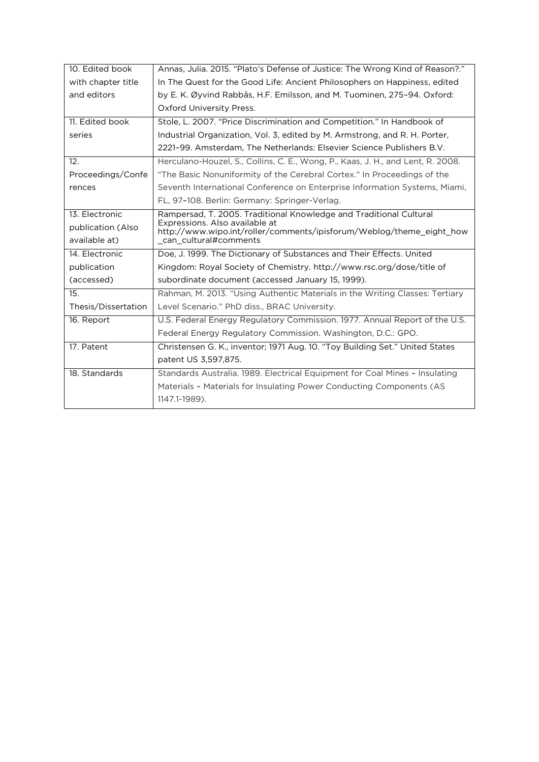| | |
|---|---|
| 10. Edited book with chapter title and editors | Annas, Julia. 2015. "Plato's Defense of Justice: The Wrong Kind of Reason?." In The Quest for the Good Life: Ancient Philosophers on Happiness, edited by E. K. Øyvind Rabbås, H.F. Emilsson, and M. Tuominen, 275–94. Oxford: Oxford University Press. |
| 11. Edited book series | Stole, L. 2007. "Price Discrimination and Competition." In Handbook of Industrial Organization, Vol. 3, edited by M. Armstrong, and R. H. Porter, 2221–99. Amsterdam, The Netherlands: Elsevier Science Publishers B.V. |
| 12. Proceedings/Conferences | Herculano-Houzel, S., Collins, C. E., Wong, P., Kaas, J. H., and Lent, R. 2008. "The Basic Nonuniformity of the Cerebral Cortex." In Proceedings of the Seventh International Conference on Enterprise Information Systems, Miami, FL, 97–108. Berlin: Germany: Springer-Verlag. |
| 13. Electronic publication (Also available at) | Rampersad, T. 2005. Traditional Knowledge and Traditional Cultural Expressions. Also available at http://www.wipo.int/roller/comments/ipisforum/Weblog/theme_eight_how_can_cultural#comments |
| 14. Electronic publication (accessed) | Doe, J. 1999. The Dictionary of Substances and Their Effects. United Kingdom: Royal Society of Chemistry. http://www.rsc.org/dose/title of subordinate document (accessed January 15, 1999). |
| 15. Thesis/Dissertation | Rahman, M. 2013. "Using Authentic Materials in the Writing Classes: Tertiary Level Scenario." PhD diss., BRAC University. |
| 16. Report | U.S. Federal Energy Regulatory Commission. 1977. Annual Report of the U.S. Federal Energy Regulatory Commission. Washington, D.C.: GPO. |
| 17. Patent | Christensen G. K., inventor; 1971 Aug. 10. "Toy Building Set." United States patent US 3,597,875. |
| 18. Standards | Standards Australia. 1989. Electrical Equipment for Coal Mines – Insulating Materials – Materials for Insulating Power Conducting Components (AS 1147.1-1989). |